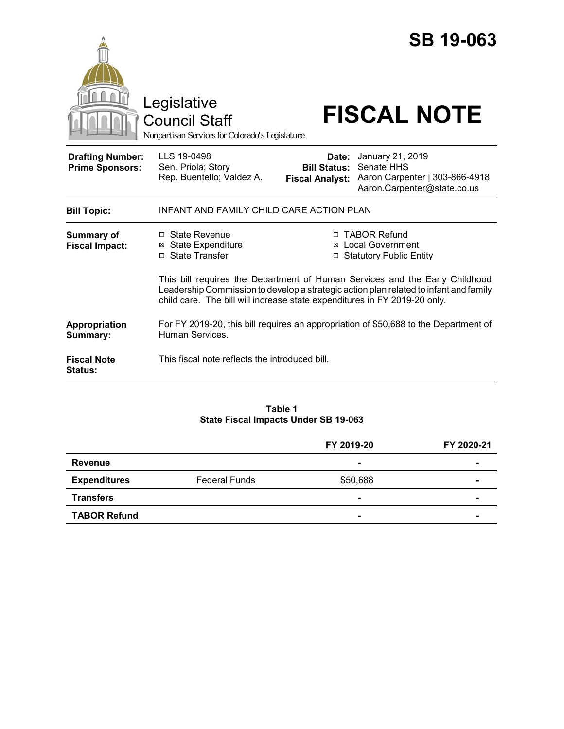# SB 19-063

Legislative Council Staff

*Nonpartisan Services for Colorado's Legislature*

# FISCAL NOTE

| | | | |
|---|---|---|---|
| **Drafting Number:** | LLS 19-0498 | **Date:** | January 21, 2019 |
| **Prime Sponsors:** | Sen. Priola; Story<br>Rep. Buentello; Valdez A. | **Bill Status:** | Senate HHS |
| | | **Fiscal Analyst:** | Aaron Carpenter \| 303-866-4918<br>Aaron.Carpenter@state.co.us |

| | |
|---|---|
| **Bill Topic:** | INFANT AND FAMILY CHILD CARE ACTION PLAN |
| **Summary of Fiscal Impact:** | ☐ State Revenue ☒ State Expenditure ☐ State Transfer ☐ TABOR Refund ☒ Local Government ☐ Statutory Public Entity<br><br>This bill requires the Department of Human Services and the Early Childhood Leadership Commission to develop a strategic action plan related to infant and family child care. The bill will increase state expenditures in FY 2019-20 only. |
| **Appropriation Summary:** | For FY 2019-20, this bill requires an appropriation of $50,688 to the Department of Human Services. |
| **Fiscal Note Status:** | This fiscal note reflects the introduced bill. |

**Table 1**
**State Fiscal Impacts Under SB 19-063**

| | | FY 2019-20 | FY 2020-21 |
|---|---|---|---|
| **Revenue** | | - | - |
| **Expenditures** | Federal Funds | $50,688 | - |
| **Transfers** | | - | - |
| **TABOR Refund** | | - | - |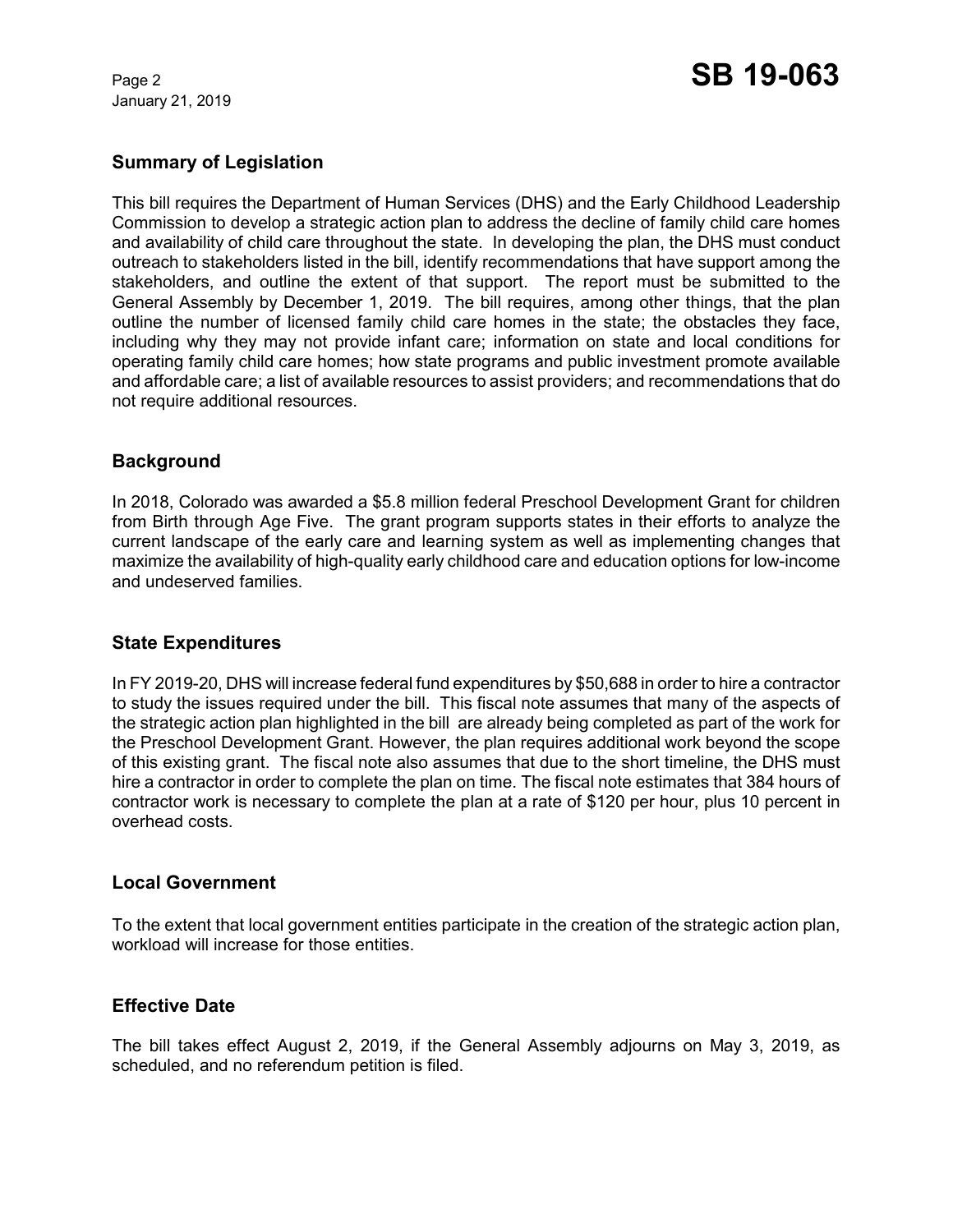## Summary of Legislation

This bill requires the Department of Human Services (DHS) and the Early Childhood Leadership Commission to develop a strategic action plan to address the decline of family child care homes and availability of child care throughout the state. In developing the plan, the DHS must conduct outreach to stakeholders listed in the bill, identify recommendations that have support among the stakeholders, and outline the extent of that support. The report must be submitted to the General Assembly by December 1, 2019. The bill requires, among other things, that the plan outline the number of licensed family child care homes in the state; the obstacles they face, including why they may not provide infant care; information on state and local conditions for operating family child care homes; how state programs and public investment promote available and affordable care; a list of available resources to assist providers; and recommendations that do not require additional resources.

## Background

In 2018, Colorado was awarded a $5.8 million federal Preschool Development Grant for children from Birth through Age Five. The grant program supports states in their efforts to analyze the current landscape of the early care and learning system as well as implementing changes that maximize the availability of high-quality early childhood care and education options for low-income and undeserved families.

## State Expenditures

In FY 2019-20, DHS will increase federal fund expenditures by $50,688 in order to hire a contractor to study the issues required under the bill. This fiscal note assumes that many of the aspects of the strategic action plan highlighted in the bill are already being completed as part of the work for the Preschool Development Grant. However, the plan requires additional work beyond the scope of this existing grant. The fiscal note also assumes that due to the short timeline, the DHS must hire a contractor in order to complete the plan on time. The fiscal note estimates that 384 hours of contractor work is necessary to complete the plan at a rate of $120 per hour, plus 10 percent in overhead costs.

## Local Government

To the extent that local government entities participate in the creation of the strategic action plan, workload will increase for those entities.

## Effective Date

The bill takes effect August 2, 2019, if the General Assembly adjourns on May 3, 2019, as scheduled, and no referendum petition is filed.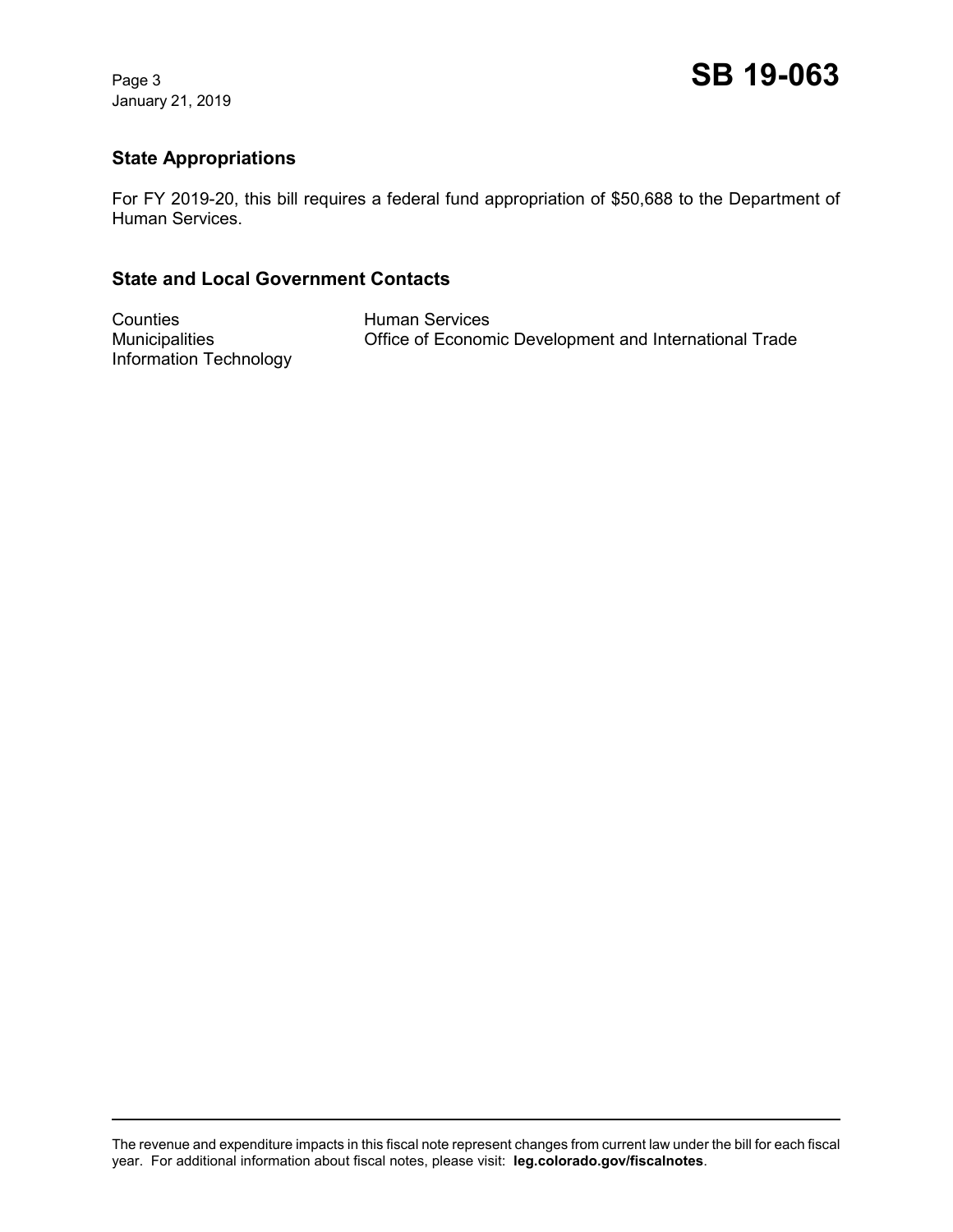## State Appropriations

For FY 2019-20, this bill requires a federal fund appropriation of $50,688 to the Department of Human Services.

## State and Local Government Contacts

| | |
|---|---|
| Counties | Human Services |
| Municipalities | Office of Economic Development and International Trade |
| Information Technology | |

The revenue and expenditure impacts in this fiscal note represent changes from current law under the bill for each fiscal year. For additional information about fiscal notes, please visit: **leg.colorado.gov/fiscalnotes**.